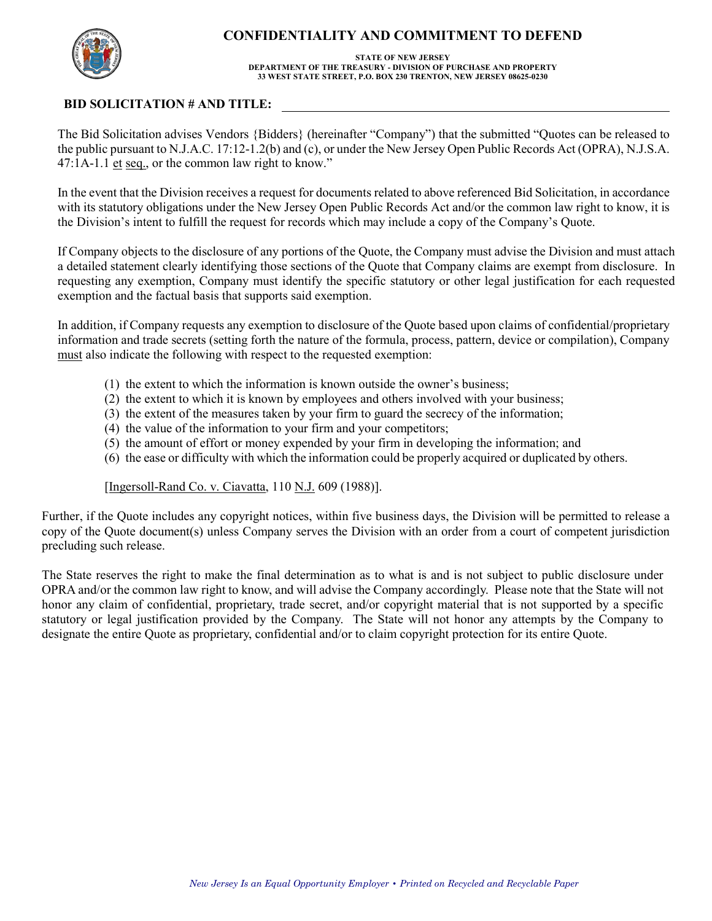# CONFIDENTIALITY AND COMMITMENT TO DEFEND

**STATE OF NEW JERSEY**
**DEPARTMENT OF THE TREASURY - DIVISION OF PURCHASE AND PROPERTY**
**33 WEST STATE STREET, P.O. BOX 230 TRENTON, NEW JERSEY 08625-0230**

**BID SOLICITATION # AND TITLE:** ______________________________________________

The Bid Solicitation advises Vendors {Bidders} (hereinafter "Company") that the submitted "Quotes can be released to the public pursuant to N.J.A.C. 17:12-1.2(b) and (c), or under the New Jersey Open Public Records Act (OPRA), N.J.S.A. 47:1A-1.1 et seq., or the common law right to know."

In the event that the Division receives a request for documents related to above referenced Bid Solicitation, in accordance with its statutory obligations under the New Jersey Open Public Records Act and/or the common law right to know, it is the Division's intent to fulfill the request for records which may include a copy of the Company's Quote.

If Company objects to the disclosure of any portions of the Quote, the Company must advise the Division and must attach a detailed statement clearly identifying those sections of the Quote that Company claims are exempt from disclosure. In requesting any exemption, Company must identify the specific statutory or other legal justification for each requested exemption and the factual basis that supports said exemption.

In addition, if Company requests any exemption to disclosure of the Quote based upon claims of confidential/proprietary information and trade secrets (setting forth the nature of the formula, process, pattern, device or compilation), Company must also indicate the following with respect to the requested exemption:

(1) the extent to which the information is known outside the owner's business;
(2) the extent to which it is known by employees and others involved with your business;
(3) the extent of the measures taken by your firm to guard the secrecy of the information;
(4) the value of the information to your firm and your competitors;
(5) the amount of effort or money expended by your firm in developing the information; and
(6) the ease or difficulty with which the information could be properly acquired or duplicated by others.

[Ingersoll-Rand Co. v. Ciavatta, 110 N.J. 609 (1988)].

Further, if the Quote includes any copyright notices, within five business days, the Division will be permitted to release a copy of the Quote document(s) unless Company serves the Division with an order from a court of competent jurisdiction precluding such release.

The State reserves the right to make the final determination as to what is and is not subject to public disclosure under OPRA and/or the common law right to know, and will advise the Company accordingly. Please note that the State will not honor any claim of confidential, proprietary, trade secret, and/or copyright material that is not supported by a specific statutory or legal justification provided by the Company. The State will not honor any attempts by the Company to designate the entire Quote as proprietary, confidential and/or to claim copyright protection for its entire Quote.

*New Jersey Is an Equal Opportunity Employer • Printed on Recycled and Recyclable Paper*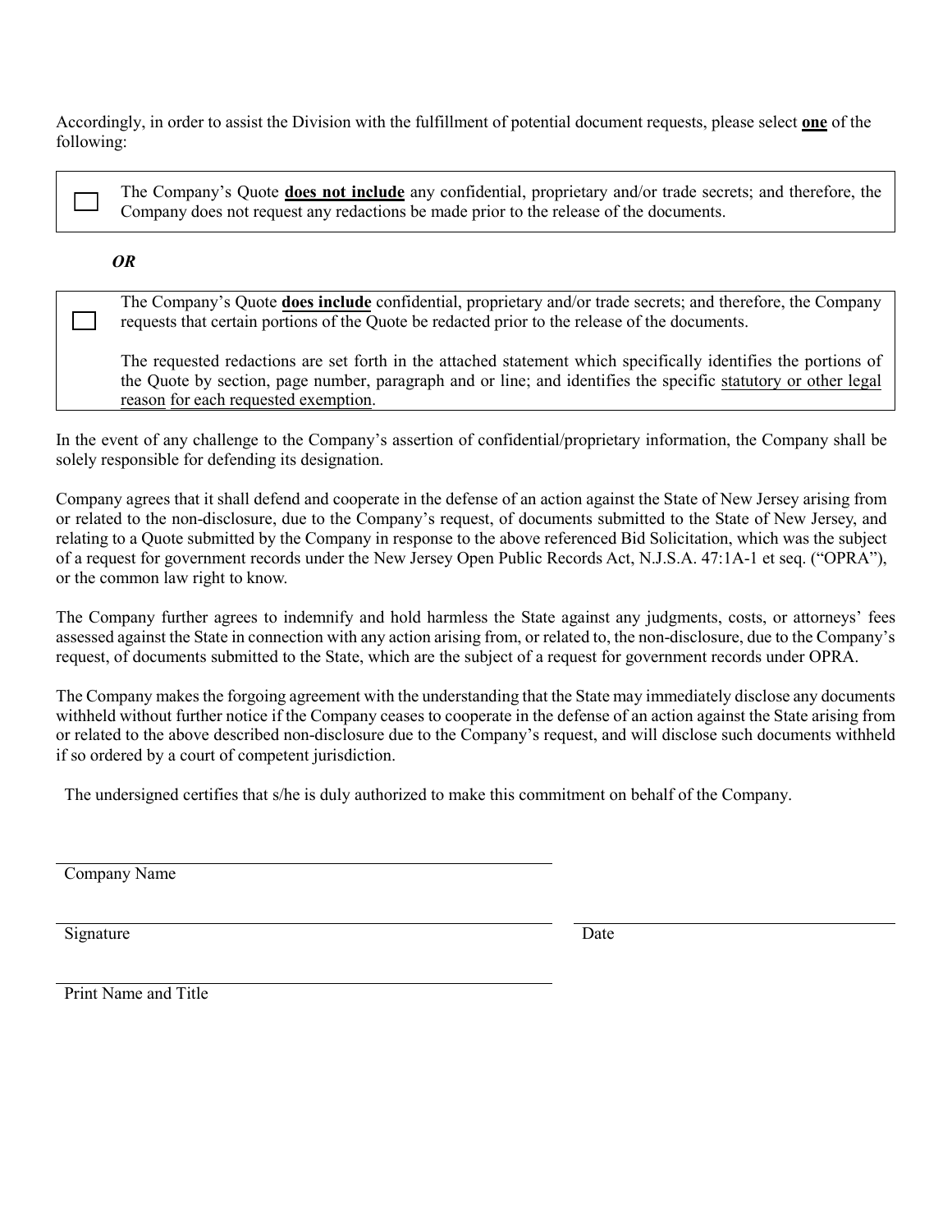Accordingly, in order to assist the Division with the fulfillment of potential document requests, please select **one** of the following:

☐ The Company's Quote **does not include** any confidential, proprietary and/or trade secrets; and therefore, the Company does not request any redactions be made prior to the release of the documents.

***OR***

☐ The Company's Quote **does include** confidential, proprietary and/or trade secrets; and therefore, the Company requests that certain portions of the Quote be redacted prior to the release of the documents.

The requested redactions are set forth in the attached statement which specifically identifies the portions of the Quote by section, page number, paragraph and or line; and identifies the specific statutory or other legal reason for each requested exemption.

In the event of any challenge to the Company's assertion of confidential/proprietary information, the Company shall be solely responsible for defending its designation.

Company agrees that it shall defend and cooperate in the defense of an action against the State of New Jersey arising from or related to the non-disclosure, due to the Company's request, of documents submitted to the State of New Jersey, and relating to a Quote submitted by the Company in response to the above referenced Bid Solicitation, which was the subject of a request for government records under the New Jersey Open Public Records Act, N.J.S.A. 47:1A-1 et seq. ("OPRA"), or the common law right to know.

The Company further agrees to indemnify and hold harmless the State against any judgments, costs, or attorneys' fees assessed against the State in connection with any action arising from, or related to, the non-disclosure, due to the Company's request, of documents submitted to the State, which are the subject of a request for government records under OPRA.

The Company makes the forgoing agreement with the understanding that the State may immediately disclose any documents withheld without further notice if the Company ceases to cooperate in the defense of an action against the State arising from or related to the above described non-disclosure due to the Company's request, and will disclose such documents withheld if so ordered by a court of competent jurisdiction.

The undersigned certifies that s/he is duly authorized to make this commitment on behalf of the Company.

\_\_\_\_\_\_\_\_\_\_\_\_\_\_\_\_\_\_\_\_\_\_\_\_\_\_\_\_\_\_\_\_\_\_\_\_\_\_\_\_
Company Name

\_\_\_\_\_\_\_\_\_\_\_\_\_\_\_\_\_\_\_\_\_\_\_\_\_\_\_\_\_\_\_\_\_\_\_\_\_\_\_\_ \_\_\_\_\_\_\_\_\_\_\_\_\_\_\_\_\_\_\_\_\_\_\_\_\_\_
Signature Date

\_\_\_\_\_\_\_\_\_\_\_\_\_\_\_\_\_\_\_\_\_\_\_\_\_\_\_\_\_\_\_\_\_\_\_\_\_\_\_\_
Print Name and Title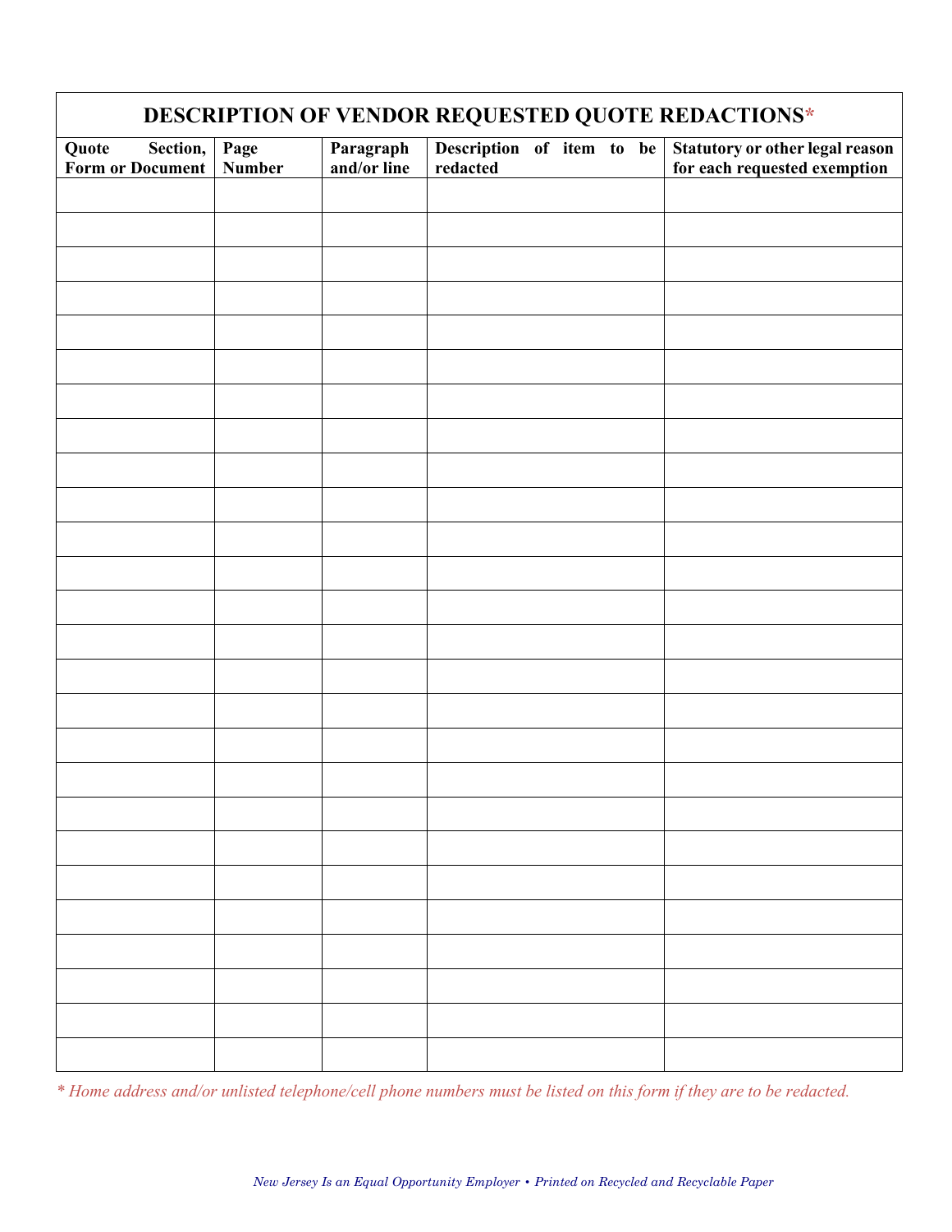## DESCRIPTION OF VENDOR REQUESTED QUOTE REDACTIONS*

| Quote Section, Form or Document | Page Number | Paragraph and/or line | Description of item to be redacted | Statutory or other legal reason for each requested exemption |
|---|---|---|---|---|
| | | | | |
| | | | | |
| | | | | |
| | | | | |
| | | | | |
| | | | | |
| | | | | |
| | | | | |
| | | | | |
| | | | | |
| | | | | |
| | | | | |
| | | | | |
| | | | | |
| | | | | |
| | | | | |
| | | | | |
| | | | | |
| | | | | |
| | | | | |
| | | | | |
| | | | | |
| | | | | |
| | | | | |
| | | | | |
| | | | | |

*\* Home address and/or unlisted telephone/cell phone numbers must be listed on this form if they are to be redacted.*

*New Jersey Is an Equal Opportunity Employer • Printed on Recycled and Recyclable Paper*